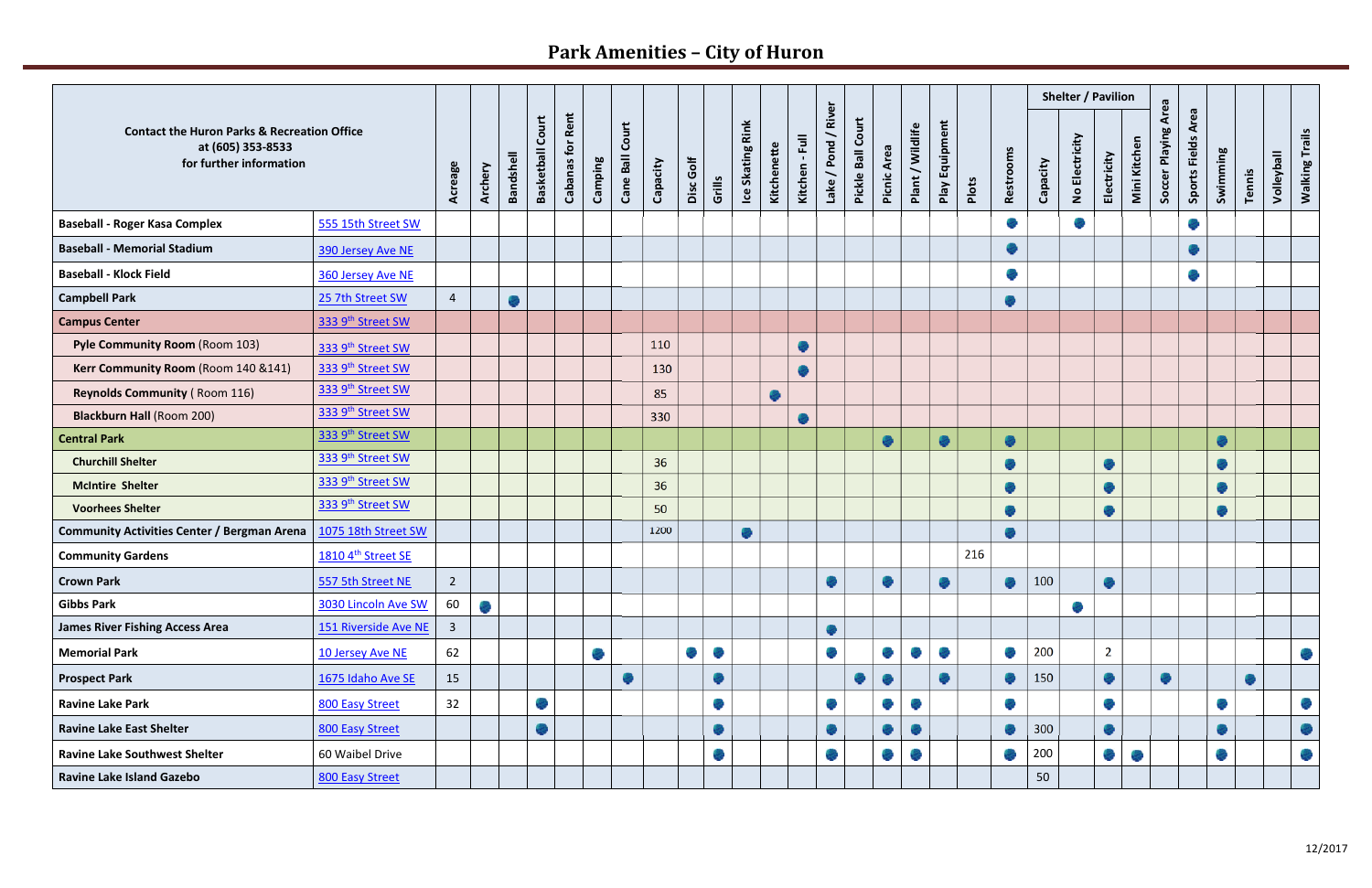## Park Amenities – City of Huron

| Contact the Huron Parks & Recreation Office at (605) 353-8533 for further information | | Acreage | Archery | Bandshell | Basketball Court | Cabanas for Rent | Camping | Cane Ball Court | Capacity | Disc Golf | Grills | Ice Skating Rink | Kitchenette | Kitchen - Full | Lake / Pond / River | Pickle Ball Court | Picnic Area | Plant / Wildlife | Play Equipment | Plots | Restrooms | Shelter / Pavilion | | | | Soccer Playing Area | Sports Fields Area | Swimming | Tennis | Volleyball | Walking Trails |
|---|---|---|---|---|---|---|---|---|---|---|---|---|---|---|---|---|---|---|---|---|---|---|---|---|---|---|---|---|---|---|---|
| | | | | | | | | | | | | | | | | | | | | | | Capacity | No Electricity | Electricity | Mini Kitchen | | | | | | |
| **Baseball - Roger Kasa Complex** | 555 15th Street SW | | | | | | | | | | | | | | | | | | | | ● | | ● | | | | ● | | | | |
| **Baseball - Memorial Stadium** | 390 Jersey Ave NE | | | | | | | | | | | | | | | | | | | | ● | | | | | | ● | | | | |
| **Baseball - Klock Field** | 360 Jersey Ave NE | | | | | | | | | | | | | | | | | | | | ● | | | | | | ● | | | | |
| **Campbell Park** | 25 7th Street SW | 4 | | ● | | | | | | | | | | | | | | | | | ● | | | | | | | | | | |
| **Campus Center** | 333 9th Street SW | | | | | | | | | | | | | | | | | | | | | | | | | | | | | | |
| **Pyle Community Room** (Room 103) | 333 9th Street SW | | | | | | | | 110 | | | | | ● | | | | | | | | | | | | | | | | | |
| **Kerr Community Room** (Room 140 &141) | 333 9th Street SW | | | | | | | | 130 | | | | | ● | | | | | | | | | | | | | | | | | |
| **Reynolds Community** ( Room 116) | 333 9th Street SW | | | | | | | | 85 | | | | ● | | | | | | | | | | | | | | | | | | |
| **Blackburn Hall** (Room 200) | 333 9th Street SW | | | | | | | | 330 | | | | | ● | | | | | | | | | | | | | | | | | |
| **Central Park** | 333 9th Street SW | | | | | | | | | | | | | | | | ● | | ● | | ● | | | | | | | ● | | | |
| **Churchill Shelter** | 333 9th Street SW | | | | | | | | 36 | | | | | | | | | | | | ● | | | ● | | | | ● | | | |
| **McIntire Shelter** | 333 9th Street SW | | | | | | | | 36 | | | | | | | | | | | | ● | | | ● | | | | ● | | | |
| **Voorhees Shelter** | 333 9th Street SW | | | | | | | | 50 | | | | | | | | | | | | ● | | | ● | | | | ● | | | |
| **Community Activities Center / Bergman Arena** | 1075 18th Street SW | | | | | | | | 1200 | | | ● | | | | | | | | | ● | | | | | | | | | | |
| **Community Gardens** | 1810 4th Street SE | | | | | | | | | | | | | | | | | | | 216 | | | | | | | | | | | |
| **Crown Park** | 557 5th Street NE | 2 | | | | | | | | | | | | | ● | | ● | | ● | | ● | 100 | | ● | | | | | | | |
| **Gibbs Park** | 3030 Lincoln Ave SW | 60 | ● | | | | | | | | | | | | | | | | | | | | ● | | | | | | | | |
| **James River Fishing Access Area** | 151 Riverside Ave NE | 3 | | | | | | | | | | | | | ● | | | | | | | | | | | | | | | | |
| **Memorial Park** | 10 Jersey Ave NE | 62 | | | | | ● | | | ● | ● | | | | ● | | ● | ● | ● | | ● | 200 | | 2 | | | | | | | ● |
| **Prospect Park** | 1675 Idaho Ave SE | 15 | | | | | | ● | | | ● | | | | | ● | ● | | ● | | ● | 150 | | ● | | ● | | | ● | | |
| **Ravine Lake Park** | 800 Easy Street | 32 | | | ● | | | | | | ● | | | | ● | | ● | ● | | | ● | | | ● | | | | ● | | | ● |
| **Ravine Lake East Shelter** | 800 Easy Street | | | | ● | | | | | | ● | | | | ● | | ● | ● | | | ● | 300 | | ● | | | | ● | | | ● |
| **Ravine Lake Southwest Shelter** | 60 Waibel Drive | | | | | | | | | | ● | | | | ● | | ● | ● | | | ● | 200 | | ● | ● | | | ● | | | ● |
| **Ravine Lake Island Gazebo** | 800 Easy Street | | | | | | | | | | | | | | | | | | | | | 50 | | | | | | | | | |

12/2017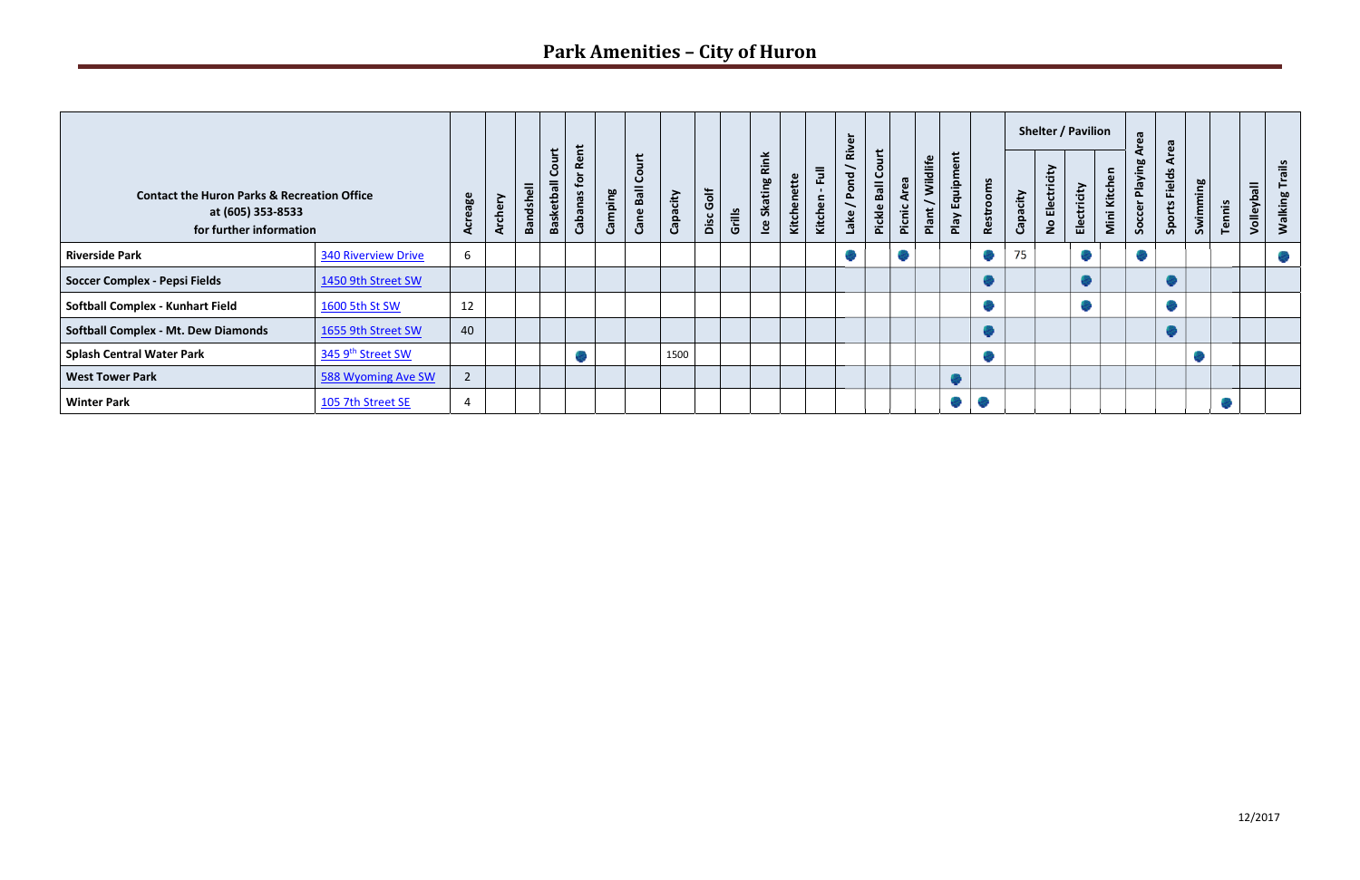# Park Amenities – City of Huron

| Contact the Huron Parks & Recreation Office at (605) 353-8533 for further information | | Acreage | Archery | Bandshell | Basketball Court | Cabanas for Rent | Camping | Cane Ball Court | Capacity | Disc Golf | Grills | Ice Skating Rink | Kitchenette | Kitchen - Full | Lake / Pond / River | Pickle Ball Court | Picnic Area | Plant / Wildlife | Play Equipment | Restrooms | Shelter / Pavilion | | | | Soccer Playing Area | Sports Fields Area | Swimming | Tennis | Volleyball | Walking Trails |
|---|---|---|---|---|---|---|---|---|---|---|---|---|---|---|---|---|---|---|---|---|---|---|---|---|---|---|---|---|---|---|
| | | | | | | | | | | | | | | | | | | | | | Capacity | No Electricity | Electricity | Mini Kitchen | | | | | | |
| **Riverside Park** | 340 Riverview Drive | 6 | | | | | | | | | | | | | ● | | ● | | | ● | 75 | | ● | | ● | | | | | ● |
| **Soccer Complex - Pepsi Fields** | 1450 9th Street SW | | | | | | | | | | | | | | | | | | | ● | | | ● | | | ● | | | | |
| **Softball Complex - Kunhart Field** | 1600 5th St SW | 12 | | | | | | | | | | | | | | | | | | ● | | | ● | | | ● | | | | |
| **Softball Complex - Mt. Dew Diamonds** | 1655 9th Street SW | 40 | | | | | | | | | | | | | | | | | | ● | | | | | | ● | | | | |
| **Splash Central Water Park** | 345 9th Street SW | | | | | ● | | | 1500 | | | | | | | | | | | ● | | | | | | | ● | | | |
| **West Tower Park** | 588 Wyoming Ave SW | 2 | | | | | | | | | | | | | | | | | ● | | | | | | | | | | | |
| **Winter Park** | 105 7th Street SE | 4 | | | | | | | | | | | | | | | | | ● | ● | | | | | | | | ● | | |

12/2017